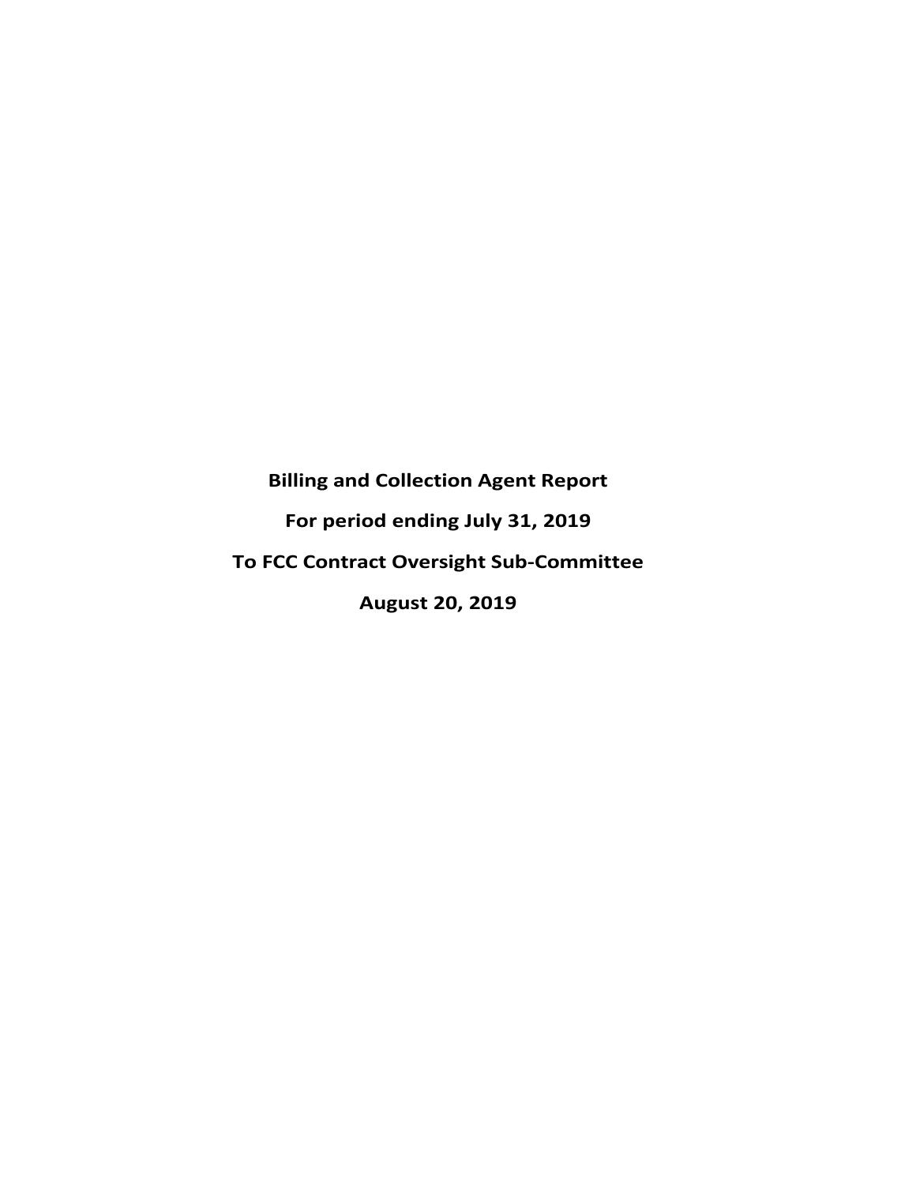**Billing and Collection Agent Report**

**For period ending July 31, 2019**

**To FCC Contract Oversight Sub-Committee**

**August 20, 2019**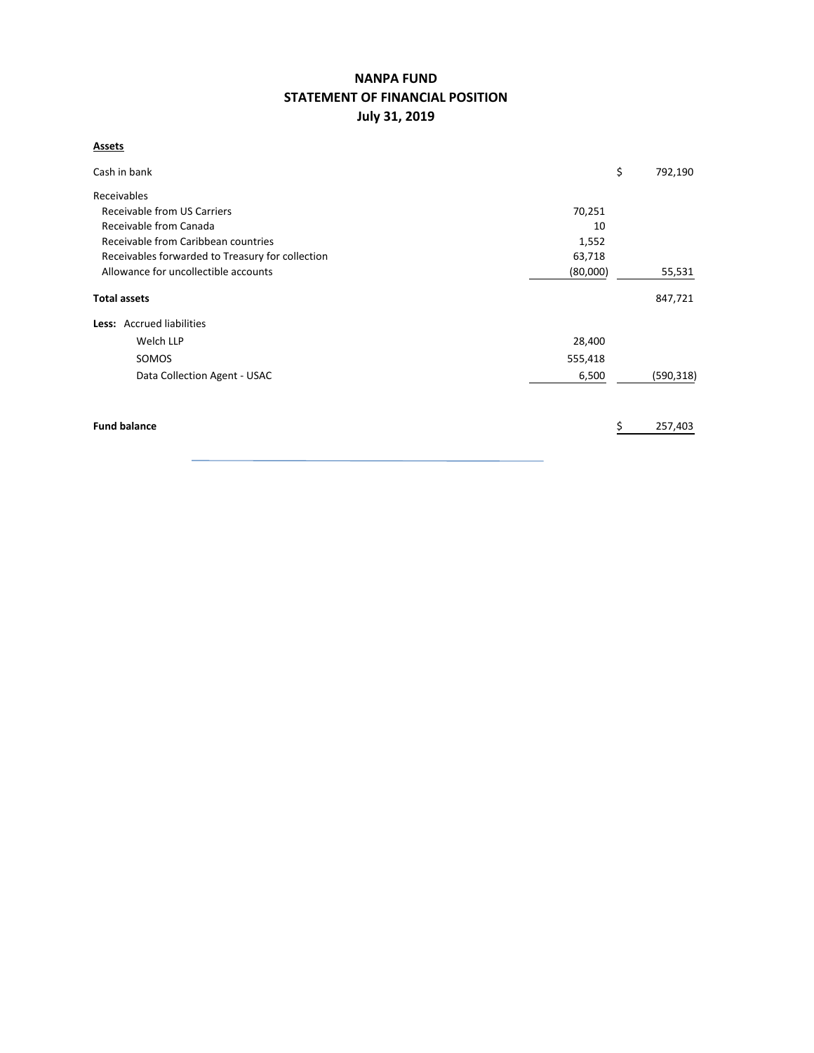# NANPA FUND
## STATEMENT OF FINANCIAL POSITION
## July 31, 2019

**Assets**

| | | |
|---|---|---|
| Cash in bank | | $ 792,190 |
| Receivables | | |
| Receivable from US Carriers | 70,251 | |
| Receivable from Canada | 10 | |
| Receivable from Caribbean countries | 1,552 | |
| Receivables forwarded to Treasury for collection | 63,718 | |
| Allowance for uncollectible accounts | (80,000) | 55,531 |
| **Total assets** | | 847,721 |
| **Less:** Accrued liabilities | | |
| Welch LLP | 28,400 | |
| SOMOS | 555,418 | |
| Data Collection Agent - USAC | 6,500 | (590,318) |
| **Fund balance** | | $ 257,403 |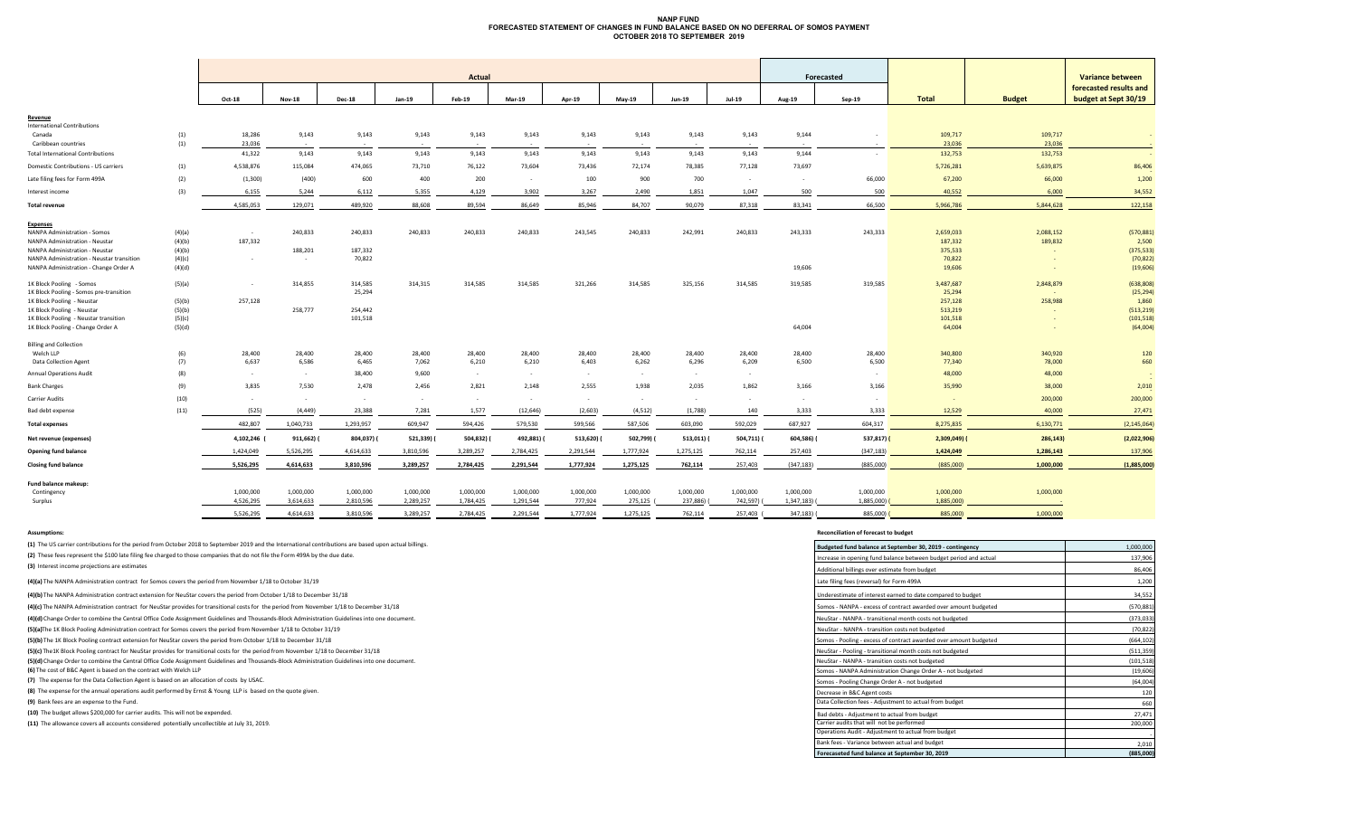# NANP FUND
## FORECASTED STATEMENT OF CHANGES IN FUND BALANCE BASED ON NO DEFERRAL OF SOMOS PAYMENT
## OCTOBER 2018 TO SEPTEMBER 2019

| | | Actual | | | | | | | | | | Forecasted | | | | Variance between forecasted results and budget at Sept 30/19 |
|---|---|---|---|---|---|---|---|---|---|---|---|---|---|---|---|---|
| | | Oct-18 | Nov-18 | Dec-18 | Jan-19 | Feb-19 | Mar-19 | Apr-19 | May-19 | Jun-19 | Jul-19 | Aug-19 | Sep-19 | Total | Budget | |
| **Revenue** | | | | | | | | | | | | | | | | |
| International Contributions | | | | | | | | | | | | | | | | |
| Canada | (1) | 18,286 | 9,143 | 9,143 | 9,143 | 9,143 | 9,143 | 9,143 | 9,143 | 9,143 | 9,143 | 9,144 | - | 109,717 | 109,717 | - |
| Caribbean countries | (1) | 23,036 | - | - | - | - | - | - | - | - | - | - | - | 23,036 | 23,036 | - |
| Total International Contributions | | 41,322 | 9,143 | 9,143 | 9,143 | 9,143 | 9,143 | 9,143 | 9,143 | 9,143 | 9,143 | 9,144 | - | 132,753 | 132,753 | - |
| Domestic Contributions - US carriers | (1) | 4,538,876 | 115,084 | 474,065 | 73,710 | 76,122 | 73,604 | 73,436 | 72,174 | 78,385 | 77,128 | 73,697 | | 5,726,281 | 5,639,875 | 86,406 |
| Late filing fees for Form 499A | (2) | (1,300) | (400) | 600 | 400 | 200 | - | 100 | 900 | 700 | - | - | 66,000 | 67,200 | 66,000 | 1,200 |
| Interest income | (3) | 6,155 | 5,244 | 6,112 | 5,355 | 4,129 | 3,902 | 3,267 | 2,490 | 1,851 | 1,047 | 500 | 500 | 40,552 | 6,000 | 34,552 |
| **Total revenue** | | 4,585,053 | 129,071 | 489,920 | 88,608 | 89,594 | 86,649 | 85,946 | 84,707 | 90,079 | 87,318 | 83,341 | 66,500 | 5,966,786 | 5,844,628 | 122,158 |
| **Expenses** | | | | | | | | | | | | | | | | |
| NANPA Administration - Somos | (4)(a) | - | 240,833 | 240,833 | 240,833 | 240,833 | 240,833 | 243,545 | 240,833 | 242,991 | 240,833 | 243,333 | 243,333 | 2,659,033 | 2,088,152 | (570,881) |
| NANPA Administration - Neustar | (4)(b) | 187,332 | | | | | | | | | | | | 187,332 | 189,832 | 2,500 |
| NANPA Administration - Neustar | (4)(b) | | 188,201 | 187,332 | | | | | | | | | | 375,533 | - | (375,533) |
| NANPA Administration - Neustar transition | (4)(c) | - | - | 70,822 | | | | | | | | | | 70,822 | - | (70,822) |
| NANPA Administration - Change Order A | (4)(d) | | | | | | | | | | | 19,606 | | 19,606 | - | (19,606) |
| 1K Block Pooling - Somos | (5)(a) | - | 314,855 | 314,585 | 314,315 | 314,585 | 314,585 | 321,266 | 314,585 | 325,156 | 314,585 | 319,585 | 319,585 | 3,487,687 | 2,848,879 | (638,808) |
| 1K Block Pooling - Somos pre-transition | | | | 25,294 | | | | | | | | | | 25,294 | - | (25,294) |
| 1K Block Pooling - Neustar | (5)(b) | 257,128 | | | | | | | | | | | | 257,128 | 258,988 | 1,860 |
| 1K Block Pooling - Neustar | (5)(b) | | 258,777 | 254,442 | | | | | | | | | | 513,219 | - | (513,219) |
| 1K Block Pooling - Neustar transition | (5)(c) | | | 101,518 | | | | | | | | | | 101,518 | - | (101,518) |
| 1K Block Pooling - Change Order A | (5)(d) | | | | | | | | | | | 64,004 | | 64,004 | - | (64,004) |
| Billing and Collection | | | | | | | | | | | | | | | | |
| Welch LLP | (6) | 28,400 | 28,400 | 28,400 | 28,400 | 28,400 | 28,400 | 28,400 | 28,400 | 28,400 | 28,400 | 28,400 | 28,400 | 340,800 | 340,920 | 120 |
| Data Collection Agent | (7) | 6,637 | 6,586 | 6,465 | 7,062 | 6,210 | 6,210 | 6,403 | 6,262 | 6,296 | 6,209 | 6,500 | 6,500 | 77,340 | 78,000 | 660 |
| Annual Operations Audit | (8) | - | - | 38,400 | 9,600 | - | - | - | - | - | - | | - | 48,000 | 48,000 | - |
| Bank Charges | (9) | 3,835 | 7,530 | 2,478 | 2,456 | 2,821 | 2,148 | 2,555 | 1,938 | 2,035 | 1,862 | 3,166 | 3,166 | 35,990 | 38,000 | 2,010 |
| Carrier Audits | (10) | - | - | - | - | - | - | - | - | - | - | | - | - | 200,000 | 200,000 |
| Bad debt expense | (11) | (525) | (4,449) | 23,388 | 7,281 | 1,577 | (12,646) | (2,603) | (4,512) | (1,788) | 140 | 3,333 | 3,333 | 12,529 | 40,000 | 27,471 |
| **Total expenses** | | 482,807 | 1,040,733 | 1,293,957 | 609,947 | 594,426 | 579,530 | 599,566 | 587,506 | 603,090 | 592,029 | 687,927 | 604,317 | 8,275,835 | 6,130,771 | (2,145,064) |
| **Net revenue (expenses)** | | 4,102,246 | (911,662) | (804,037) | (521,339) | (504,832) | (492,881) | (513,620) | (502,799) | (513,011) | (504,711) | (604,586) | (537,817) | (2,309,049) | (286,143) | (2,022,906) |
| **Opening fund balance** | | 1,424,049 | 5,526,295 | 4,614,633 | 3,810,596 | 3,289,257 | 2,784,425 | 2,291,544 | 1,777,924 | 1,275,125 | 762,114 | 257,403 | (347,183) | 1,424,049 | 1,286,143 | 137,906 |
| **Closing fund balance** | | 5,526,295 | 4,614,633 | 3,810,596 | 3,289,257 | 2,784,425 | 2,291,544 | 1,777,924 | 1,275,125 | 762,114 | 257,403 | (347,183) | (885,000) | (885,000) | 1,000,000 | (1,885,000) |
| **Fund balance makeup:** | | | | | | | | | | | | | | | | |
| Contingency | | 1,000,000 | 1,000,000 | 1,000,000 | 1,000,000 | 1,000,000 | 1,000,000 | 1,000,000 | 1,000,000 | 1,000,000 | 1,000,000 | 1,000,000 | 1,000,000 | 1,000,000 | 1,000,000 | |
| Surplus | | 4,526,295 | 3,614,633 | 2,810,596 | 2,289,257 | 1,784,425 | 1,291,544 | 777,924 | 275,125 | (237,886) | (742,597) | (1,347,183) | (1,885,000) | (1,885,000) | - | |
| | | 5,526,295 | 4,614,633 | 3,810,596 | 3,289,257 | 2,784,425 | 2,291,544 | 1,777,924 | 1,275,125 | 762,114 | 257,403 | (347,183) | (885,000) | (885,000) | 1,000,000 | |

**Assumptions:**

**(1)** The US carrier contributions for the period from October 2018 to September 2019 and the International contributions are based upon actual billings.

**(2)** These fees represent the $100 late filing fee charged to those companies that do not file the Form 499A by the due date.

**(3)** Interest income projections are estimates

**(4)(a)** The NANPA Administration contract for Somos covers the period from November 1/18 to October 31/19

**(4)(b)** The NANPA Administration contract extension for NeuStar covers the period from October 1/18 to December 31/18

**(4)(c)** The NANPA Administration contract for NeuStar provides for transitional costs for the period from November 1/18 to December 31/18

**(4)(d)** Change Order to combine the Central Office Code Assignment Guidelines and Thousands-Block Administration Guidelines into one document.

**(5)(a)** The 1K Block Pooling Administration contract for Somos covers the period from November 1/18 to October 31/19

**(5)(b)** The 1K Block Pooling contract extension for NeuStar covers the period from October 1/18 to December 31/18

**(5)(c)** The1K Block Pooling contract for NeuStar provides for transitional costs for the period from November 1/18 to December 31/18

**(5)(d)** Change Order to combine the Central Office Code Assignment Guidelines and Thousands-Block Administration Guidelines into one document.

**(6)** The cost of B&C Agent is based on the contract with Welch LLP

**(7)** The expense for the Data Collection Agent is based on an allocation of costs by USAC.

**(8)** The expense for the annual operations audit performed by Ernst & Young LLP is based on the quote given.

**(9)** Bank fees are an expense to the Fund.

**(10)** The budget allows $200,000 for carrier audits. This will not be expended.

**(11)** The allowance covers all accounts considered potentially uncollectible at July 31, 2019.

**Reconciliation of forecast to budget**

| | |
|---|---|
| **Budgeted fund balance at September 30, 2019 - contingency** | 1,000,000 |
| Increase in opening fund balance between budget period and actual | 137,906 |
| Additional billings over estimate from budget | 86,406 |
| Late filing fees (reversal) for Form 499A | 1,200 |
| Underestimate of interest earned to date compared to budget | 34,552 |
| Somos - NANPA - excess of contract awarded over amount budgeted | (570,881) |
| NeuStar - NANPA - transitional month costs not budgeted | (373,033) |
| NeuStar - NANPA - transition costs not budgeted | (70,822) |
| Somos - Pooling - excess of contract awarded over amount budgeted | (664,102) |
| NeuStar - Pooling - transitional month costs not budgeted | (511,359) |
| NeuStar - NANPA - transition costs not budgeted | (101,518) |
| Somos - NANPA Administration Change Order A - not budgeted | (19,606) |
| Somos - Pooling Change Order A - not budgeted | (64,004) |
| Decrease in B&C Agent costs | 120 |
| Data Collection fees - Adjustment to actual from budget | 660 |
| Bad debts - Adjustment to actual from budget | 27,471 |
| Carrier audits that will not be performed | 200,000 |
| Operations Audit - Adjustment to actual from budget | - |
| Bank fees - Variance between actual and budget | 2,010 |
| **Forecasted fund balance at September 30, 2019** | **(885,000)** |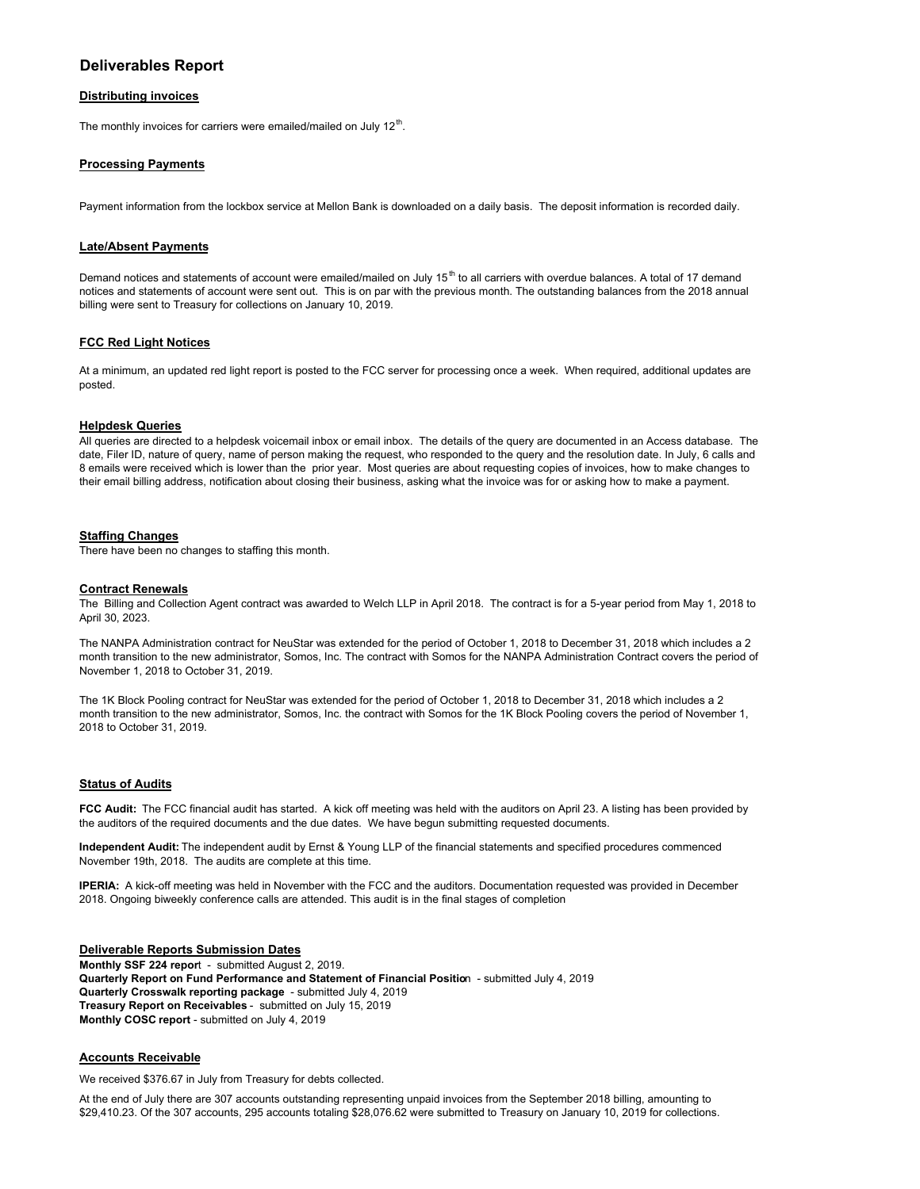## Deliverables Report

### Distributing invoices

The monthly invoices for carriers were emailed/mailed on July 12th.

### Processing Payments

Payment information from the lockbox service at Mellon Bank is downloaded on a daily basis. The deposit information is recorded daily.

### Late/Absent Payments

Demand notices and statements of account were emailed/mailed on July 15th to all carriers with overdue balances. A total of 17 demand notices and statements of account were sent out. This is on par with the previous month. The outstanding balances from the 2018 annual billing were sent to Treasury for collections on January 10, 2019.

### FCC Red Light Notices

At a minimum, an updated red light report is posted to the FCC server for processing once a week. When required, additional updates are posted.

### Helpdesk Queries

All queries are directed to a helpdesk voicemail inbox or email inbox. The details of the query are documented in an Access database. The date, Filer ID, nature of query, name of person making the request, who responded to the query and the resolution date. In July, 6 calls and 8 emails were received which is lower than the prior year. Most queries are about requesting copies of invoices, how to make changes to their email billing address, notification about closing their business, asking what the invoice was for or asking how to make a payment.

### Staffing Changes

There have been no changes to staffing this month.

### Contract Renewals

The Billing and Collection Agent contract was awarded to Welch LLP in April 2018. The contract is for a 5-year period from May 1, 2018 to April 30, 2023.

The NANPA Administration contract for NeuStar was extended for the period of October 1, 2018 to December 31, 2018 which includes a 2 month transition to the new administrator, Somos, Inc. The contract with Somos for the NANPA Administration Contract covers the period of November 1, 2018 to October 31, 2019.

The 1K Block Pooling contract for NeuStar was extended for the period of October 1, 2018 to December 31, 2018 which includes a 2 month transition to the new administrator, Somos, Inc. the contract with Somos for the 1K Block Pooling covers the period of November 1, 2018 to October 31, 2019.

### Status of Audits

**FCC Audit:** The FCC financial audit has started. A kick off meeting was held with the auditors on April 23. A listing has been provided by the auditors of the required documents and the due dates. We have begun submitting requested documents.

**Independent Audit:** The independent audit by Ernst & Young LLP of the financial statements and specified procedures commenced November 19th, 2018. The audits are complete at this time.

**IPERIA:** A kick-off meeting was held in November with the FCC and the auditors. Documentation requested was provided in December 2018. Ongoing biweekly conference calls are attended. This audit is in the final stages of completion

### Deliverable Reports Submission Dates

**Monthly SSF 224 report** - submitted August 2, 2019.
**Quarterly Report on Fund Performance and Statement of Financial Position** - submitted July 4, 2019
**Quarterly Crosswalk reporting package** - submitted July 4, 2019
**Treasury Report on Receivables** - submitted on July 15, 2019
**Monthly COSC report** - submitted on July 4, 2019

### Accounts Receivable

We received $376.67 in July from Treasury for debts collected.

At the end of July there are 307 accounts outstanding representing unpaid invoices from the September 2018 billing, amounting to $29,410.23. Of the 307 accounts, 295 accounts totaling $28,076.62 were submitted to Treasury on January 10, 2019 for collections.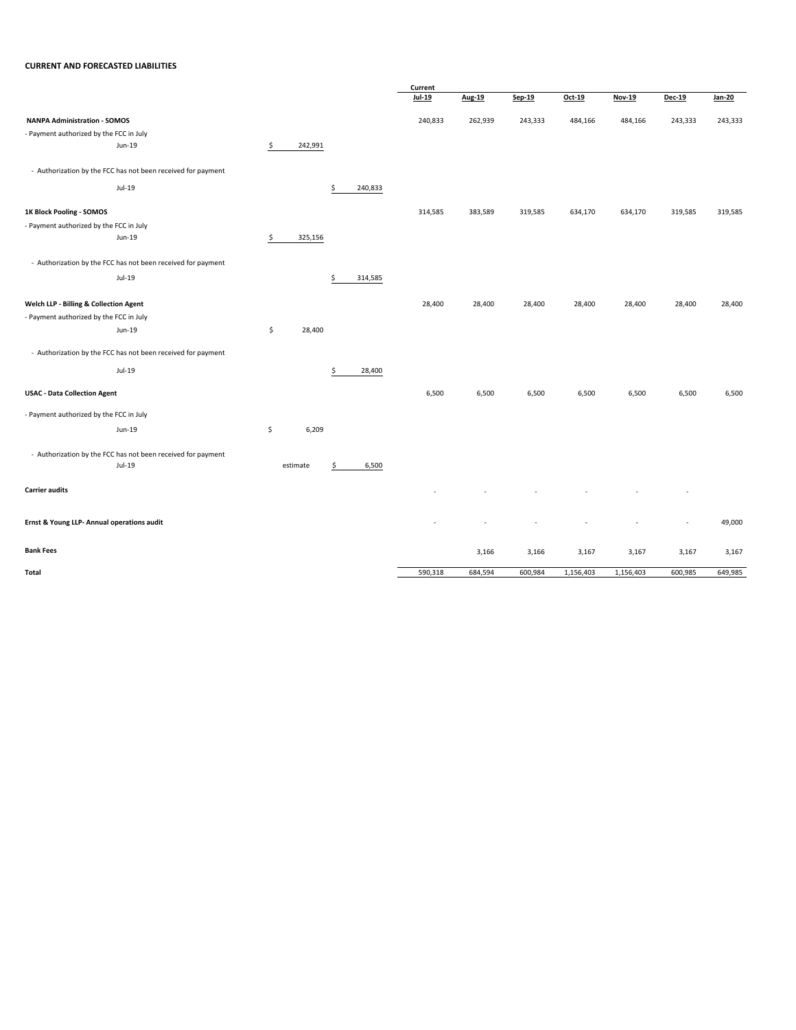**CURRENT AND FORECASTED LIABILITIES**

| | | | Current Jul-19 | Aug-19 | Sep-19 | Oct-19 | Nov-19 | Dec-19 | Jan-20 |
|---|---|---|---|---|---|---|---|---|---|
| **NANPA Administration - SOMOS** | | | 240,833 | 262,939 | 243,333 | 484,166 | 484,166 | 243,333 | 243,333 |
| - Payment authorized by the FCC in July | | | | | | | | | |
| Jun-19 | $ 242,991 | | | | | | | | |
| - Authorization by the FCC has not been received for payment | | | | | | | | | |
| Jul-19 | | $ 240,833 | | | | | | | |
| **1K Block Pooling - SOMOS** | | | 314,585 | 383,589 | 319,585 | 634,170 | 634,170 | 319,585 | 319,585 |
| - Payment authorized by the FCC in July | | | | | | | | | |
| Jun-19 | $ 325,156 | | | | | | | | |
| - Authorization by the FCC has not been received for payment | | | | | | | | | |
| Jul-19 | | $ 314,585 | | | | | | | |
| **Welch LLP - Billing & Collection Agent** | | | 28,400 | 28,400 | 28,400 | 28,400 | 28,400 | 28,400 | 28,400 |
| - Payment authorized by the FCC in July | | | | | | | | | |
| Jun-19 | $ 28,400 | | | | | | | | |
| - Authorization by the FCC has not been received for payment | | | | | | | | | |
| Jul-19 | | $ 28,400 | | | | | | | |
| **USAC - Data Collection Agent** | | | 6,500 | 6,500 | 6,500 | 6,500 | 6,500 | 6,500 | 6,500 |
| - Payment authorized by the FCC in July | | | | | | | | | |
| Jun-19 | $ 6,209 | | | | | | | | |
| - Authorization by the FCC has not been received for payment | | | | | | | | | |
| Jul-19 | estimate | $ 6,500 | | | | | | | |
| **Carrier audits** | | | - | - | - | - | - | - | |
| **Ernst & Young LLP- Annual operations audit** | | | - | - | - | - | - | - | 49,000 |
| **Bank Fees** | | | | 3,166 | 3,166 | 3,167 | 3,167 | 3,167 | 3,167 |
| **Total** | | | 590,318 | 684,594 | 600,984 | 1,156,403 | 1,156,403 | 600,985 | 649,985 |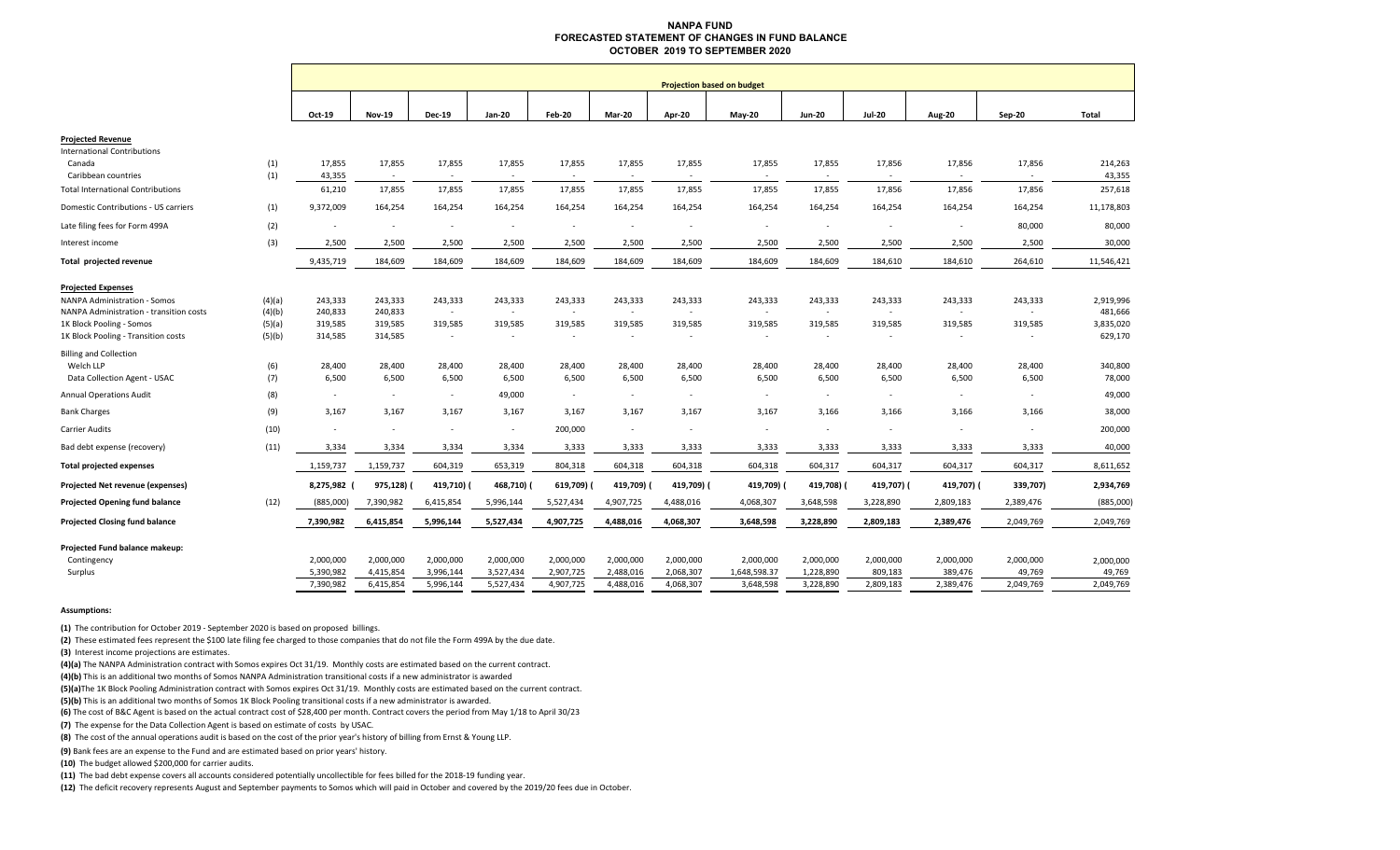# NANPA FUND
## FORECASTED STATEMENT OF CHANGES IN FUND BALANCE
## OCTOBER 2019 TO SEPTEMBER 2020

| | | Projection based on budget | | | | | | | | | | | | |
|---|---|---|---|---|---|---|---|---|---|---|---|---|---|---|
| | | Oct-19 | Nov-19 | Dec-19 | Jan-20 | Feb-20 | Mar-20 | Apr-20 | May-20 | Jun-20 | Jul-20 | Aug-20 | Sep-20 | Total |
| **Projected Revenue** | | | | | | | | | | | | | | |
| International Contributions | | | | | | | | | | | | | | |
| Canada | (1) | 17,855 | 17,855 | 17,855 | 17,855 | 17,855 | 17,855 | 17,855 | 17,855 | 17,855 | 17,856 | 17,856 | 17,856 | 214,263 |
| Caribbean countries | (1) | 43,355 | - | - | - | - | - | - | - | - | - | - | - | 43,355 |
| Total International Contributions | | 61,210 | 17,855 | 17,855 | 17,855 | 17,855 | 17,855 | 17,855 | 17,855 | 17,855 | 17,856 | 17,856 | 17,856 | 257,618 |
| Domestic Contributions - US carriers | (1) | 9,372,009 | 164,254 | 164,254 | 164,254 | 164,254 | 164,254 | 164,254 | 164,254 | 164,254 | 164,254 | 164,254 | 164,254 | 11,178,803 |
| Late filing fees for Form 499A | (2) | - | - | - | - | - | - | - | - | - | - | - | 80,000 | 80,000 |
| Interest income | (3) | 2,500 | 2,500 | 2,500 | 2,500 | 2,500 | 2,500 | 2,500 | 2,500 | 2,500 | 2,500 | 2,500 | 2,500 | 30,000 |
| **Total projected revenue** | | 9,435,719 | 184,609 | 184,609 | 184,609 | 184,609 | 184,609 | 184,609 | 184,609 | 184,609 | 184,610 | 184,610 | 264,610 | 11,546,421 |
| **Projected Expenses** | | | | | | | | | | | | | | |
| NANPA Administration - Somos | (4)(a) | 243,333 | 243,333 | 243,333 | 243,333 | 243,333 | 243,333 | 243,333 | 243,333 | 243,333 | 243,333 | 243,333 | 243,333 | 2,919,996 |
| NANPA Administration - transition costs | (4)(b) | 240,833 | 240,833 | - | - | - | - | - | - | - | - | - | - | 481,666 |
| 1K Block Pooling - Somos | (5)(a) | 319,585 | 319,585 | 319,585 | 319,585 | 319,585 | 319,585 | 319,585 | 319,585 | 319,585 | 319,585 | 319,585 | 319,585 | 3,835,020 |
| 1K Block Pooling - Transition costs | (5)(b) | 314,585 | 314,585 | - | - | - | - | - | - | - | - | - | - | 629,170 |
| Billing and Collection | | | | | | | | | | | | | | |
| Welch LLP | (6) | 28,400 | 28,400 | 28,400 | 28,400 | 28,400 | 28,400 | 28,400 | 28,400 | 28,400 | 28,400 | 28,400 | 28,400 | 340,800 |
| Data Collection Agent - USAC | (7) | 6,500 | 6,500 | 6,500 | 6,500 | 6,500 | 6,500 | 6,500 | 6,500 | 6,500 | 6,500 | 6,500 | 6,500 | 78,000 |
| Annual Operations Audit | (8) | - | - | - | 49,000 | - | - | - | - | - | - | - | - | 49,000 |
| Bank Charges | (9) | 3,167 | 3,167 | 3,167 | 3,167 | 3,167 | 3,167 | 3,167 | 3,167 | 3,166 | 3,166 | 3,166 | 3,166 | 38,000 |
| Carrier Audits | (10) | - | - | - | - | 200,000 | - | - | - | - | - | - | - | 200,000 |
| Bad debt expense (recovery) | (11) | 3,334 | 3,334 | 3,334 | 3,334 | 3,333 | 3,333 | 3,333 | 3,333 | 3,333 | 3,333 | 3,333 | 3,333 | 40,000 |
| **Total projected expenses** | | 1,159,737 | 1,159,737 | 604,319 | 653,319 | 804,318 | 604,318 | 604,318 | 604,318 | 604,317 | 604,317 | 604,317 | 604,317 | 8,611,652 |
| **Projected Net revenue (expenses)** | | 8,275,982 | (975,128) | (419,710) | (468,710) | (619,709) | (419,709) | (419,709) | (419,709) | (419,708) | (419,707) | (419,707) | (339,707) | 2,934,769 |
| **Projected Opening fund balance** | (12) | (885,000) | 7,390,982 | 6,415,854 | 5,996,144 | 5,527,434 | 4,907,725 | 4,488,016 | 4,068,307 | 3,648,598 | 3,228,890 | 2,809,183 | 2,389,476 | (885,000) |
| **Projected Closing fund balance** | | 7,390,982 | 6,415,854 | 5,996,144 | 5,527,434 | 4,907,725 | 4,488,016 | 4,068,307 | 3,648,598 | 3,228,890 | 2,809,183 | 2,389,476 | 2,049,769 | 2,049,769 |
| **Projected Fund balance makeup:** | | | | | | | | | | | | | | |
| Contingency | | 2,000,000 | 2,000,000 | 2,000,000 | 2,000,000 | 2,000,000 | 2,000,000 | 2,000,000 | 2,000,000 | 2,000,000 | 2,000,000 | 2,000,000 | 2,000,000 | 2,000,000 |
| Surplus | | 5,390,982 | 4,415,854 | 3,996,144 | 3,527,434 | 2,907,725 | 2,488,016 | 2,068,307 | 1,648,598.37 | 1,228,890 | 809,183 | 389,476 | 49,769 | 49,769 |
| | | 7,390,982 | 6,415,854 | 5,996,144 | 5,527,434 | 4,907,725 | 4,488,016 | 4,068,307 | 3,648,598 | 3,228,890 | 2,809,183 | 2,389,476 | 2,049,769 | 2,049,769 |

**Assumptions:**

**(1)** The contribution for October 2019 - September 2020 is based on proposed billings.

**(2)** These estimated fees represent the $100 late filing fee charged to those companies that do not file the Form 499A by the due date.

**(3)** Interest income projections are estimates.

**(4)(a)** The NANPA Administration contract with Somos expires Oct 31/19. Monthly costs are estimated based on the current contract.

**(4)(b)** This is an additional two months of Somos NANPA Administration transitional costs if a new administrator is awarded

**(5)(a)**The 1K Block Pooling Administration contract with Somos expires Oct 31/19. Monthly costs are estimated based on the current contract.

**(5)(b)** This is an additional two months of Somos 1K Block Pooling transitional costs if a new administrator is awarded.

**(6)** The cost of B&C Agent is based on the actual contract cost of $28,400 per month. Contract covers the period from May 1/18 to April 30/23

**(7)** The expense for the Data Collection Agent is based on estimate of costs by USAC.

**(8)** The cost of the annual operations audit is based on the cost of the prior year's history of billing from Ernst & Young LLP.

**(9)** Bank fees are an expense to the Fund and are estimated based on prior years' history.

**(10)** The budget allowed $200,000 for carrier audits.

**(11)** The bad debt expense covers all accounts considered potentially uncollectible for fees billed for the 2018-19 funding year.

**(12)** The deficit recovery represents August and September payments to Somos which will paid in October and covered by the 2019/20 fees due in October.